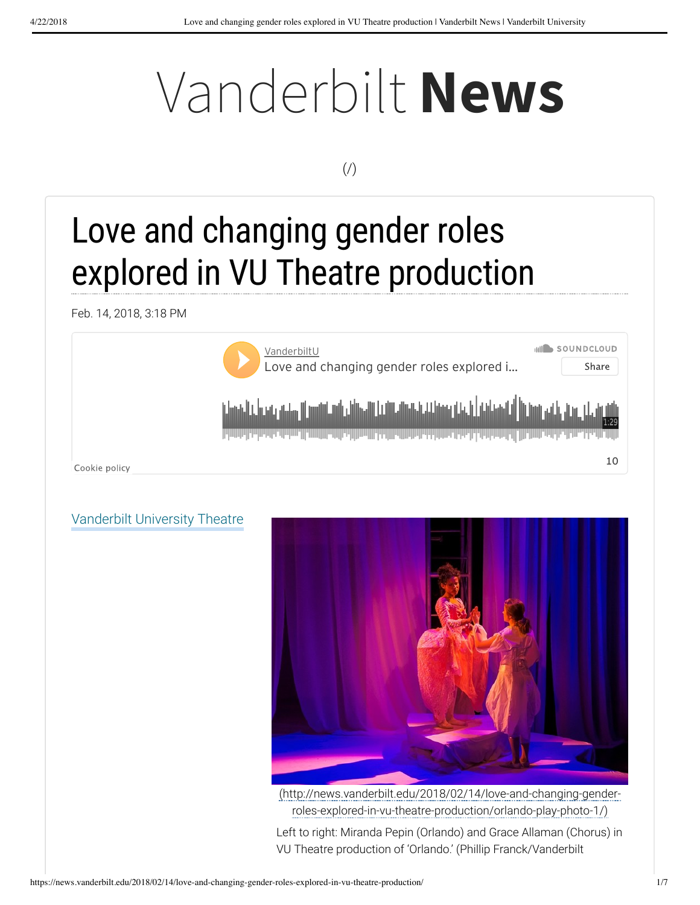# Vanderbilt **News**

(/)

# Love and changing gender roles explored in VU Theatre production

Feb. 14, 2018, 3:18 PM

VanderbiltU
Love and changing gender roles explored i...

SOUNDCLOUD
Share

1:29

Cookie policy

10

Vanderbilt University Theatre

(http://news.vanderbilt.edu/2018/02/14/love-and-changing-gender-roles-explored-in-vu-theatre-production/orlando-play-photo-1/)

Left to right: Miranda Pepin (Orlando) and Grace Allaman (Chorus) in VU Theatre production of 'Orlando.' (Phillip Franck/Vanderbilt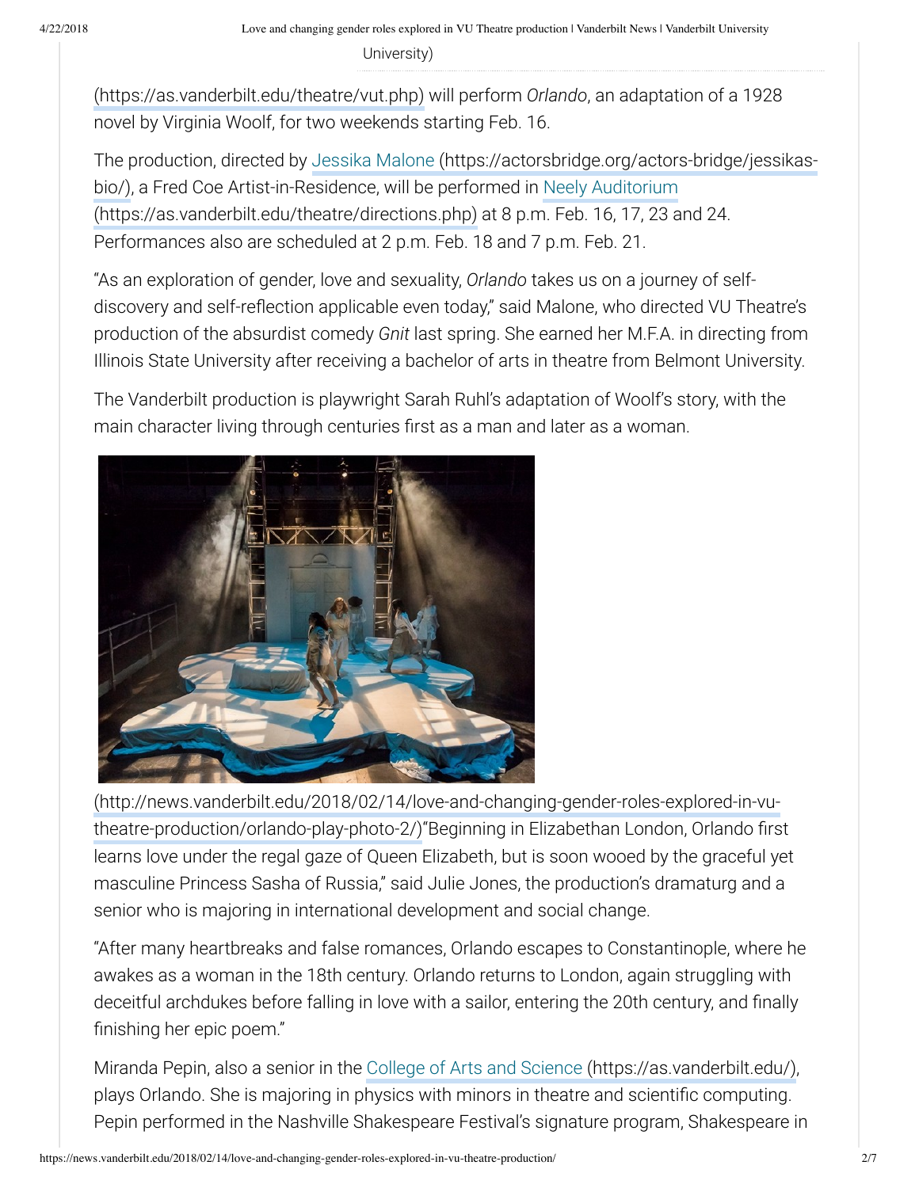University)

(https://as.vanderbilt.edu/theatre/vut.php) will perform *Orlando*, an adaptation of a 1928 novel by Virginia Woolf, for two weekends starting Feb. 16.

The production, directed by Jessika Malone (https://actorsbridge.org/actors-bridge/jessikas-bio/), a Fred Coe Artist-in-Residence, will be performed in Neely Auditorium (https://as.vanderbilt.edu/theatre/directions.php) at 8 p.m. Feb. 16, 17, 23 and 24. Performances also are scheduled at 2 p.m. Feb. 18 and 7 p.m. Feb. 21.

"As an exploration of gender, love and sexuality, *Orlando* takes us on a journey of self-discovery and self-reflection applicable even today," said Malone, who directed VU Theatre's production of the absurdist comedy *Gnit* last spring. She earned her M.F.A. in directing from Illinois State University after receiving a bachelor of arts in theatre from Belmont University.

The Vanderbilt production is playwright Sarah Ruhl's adaptation of Woolf's story, with the main character living through centuries first as a man and later as a woman.

(http://news.vanderbilt.edu/2018/02/14/love-and-changing-gender-roles-explored-in-vu-theatre-production/orlando-play-photo-2/)"Beginning in Elizabethan London, Orlando first learns love under the regal gaze of Queen Elizabeth, but is soon wooed by the graceful yet masculine Princess Sasha of Russia," said Julie Jones, the production's dramaturg and a senior who is majoring in international development and social change.

"After many heartbreaks and false romances, Orlando escapes to Constantinople, where he awakes as a woman in the 18th century. Orlando returns to London, again struggling with deceitful archdukes before falling in love with a sailor, entering the 20th century, and finally finishing her epic poem."

Miranda Pepin, also a senior in the College of Arts and Science (https://as.vanderbilt.edu/), plays Orlando. She is majoring in physics with minors in theatre and scientific computing. Pepin performed in the Nashville Shakespeare Festival's signature program, Shakespeare in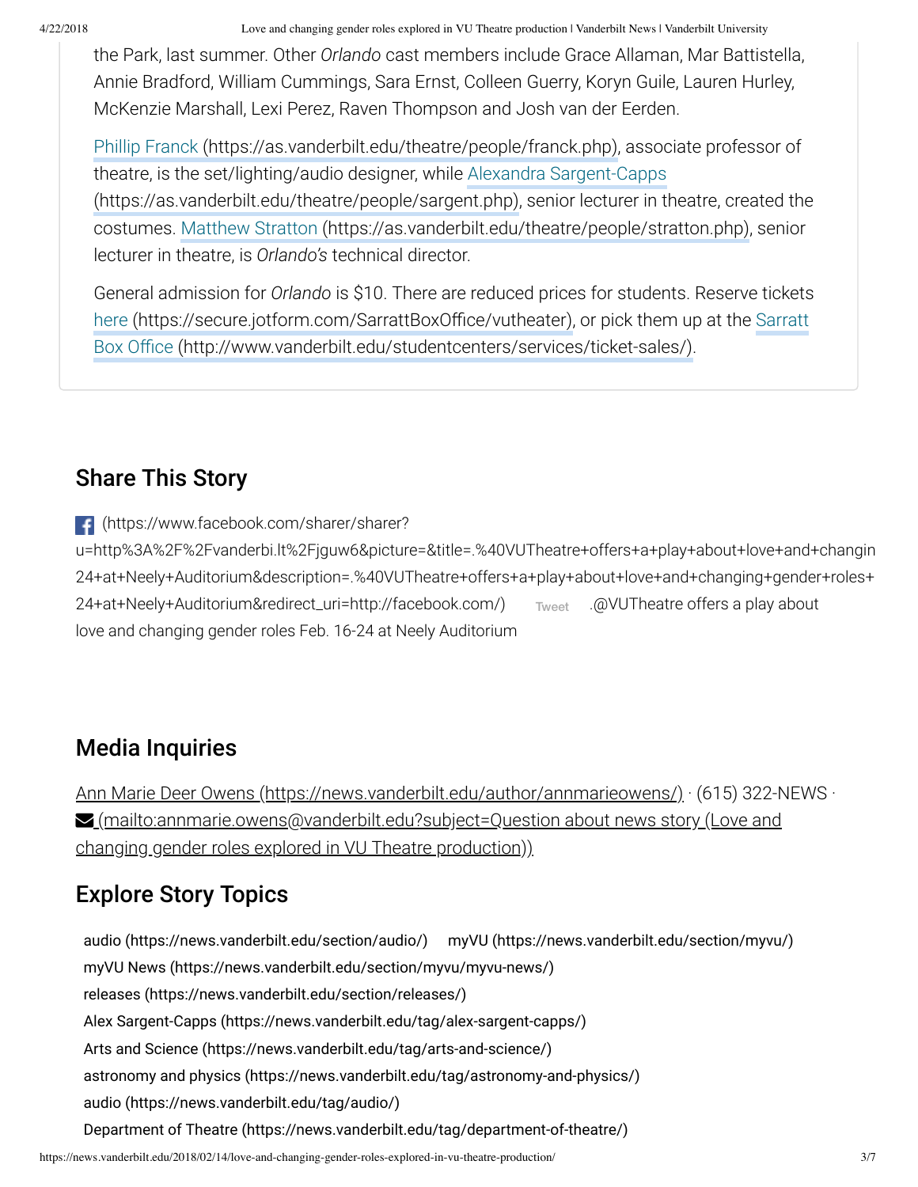the Park, last summer. Other *Orlando* cast members include Grace Allaman, Mar Battistella, Annie Bradford, William Cummings, Sara Ernst, Colleen Guerry, Koryn Guile, Lauren Hurley, McKenzie Marshall, Lexi Perez, Raven Thompson and Josh van der Eerden.

Phillip Franck (https://as.vanderbilt.edu/theatre/people/franck.php), associate professor of theatre, is the set/lighting/audio designer, while Alexandra Sargent-Capps (https://as.vanderbilt.edu/theatre/people/sargent.php), senior lecturer in theatre, created the costumes. Matthew Stratton (https://as.vanderbilt.edu/theatre/people/stratton.php), senior lecturer in theatre, is *Orlando's* technical director.

General admission for *Orlando* is $10. There are reduced prices for students. Reserve tickets here (https://secure.jotform.com/SarrattBoxOffice/vutheater), or pick them up at the Sarratt Box Office (http://www.vanderbilt.edu/studentcenters/services/ticket-sales/).

## Share This Story

(https://www.facebook.com/sharer/sharer?u=http%3A%2F%2Fvanderbi.lt%2Fjguw6&picture=&title=.%40VUTheatre+offers+a+play+about+love+and+changin 24+at+Neely+Auditorium&description=.%40VUTheatre+offers+a+play+about+love+and+changing+gender+roles+ 24+at+Neely+Auditorium&redirect_uri=http://facebook.com/) Tweet .@VUTheatre offers a play about love and changing gender roles Feb. 16-24 at Neely Auditorium

## Media Inquiries

Ann Marie Deer Owens (https://news.vanderbilt.edu/author/annmarieowens/) · (615) 322-NEWS · (mailto:annmarie.owens@vanderbilt.edu?subject=Question about news story (Love and changing gender roles explored in VU Theatre production))

## Explore Story Topics

- audio (https://news.vanderbilt.edu/section/audio/)
- myVU (https://news.vanderbilt.edu/section/myvu/)
- myVU News (https://news.vanderbilt.edu/section/myvu/myvu-news/)
- releases (https://news.vanderbilt.edu/section/releases/)
- Alex Sargent-Capps (https://news.vanderbilt.edu/tag/alex-sargent-capps/)
- Arts and Science (https://news.vanderbilt.edu/tag/arts-and-science/)
- astronomy and physics (https://news.vanderbilt.edu/tag/astronomy-and-physics/)
- audio (https://news.vanderbilt.edu/tag/audio/)
- Department of Theatre (https://news.vanderbilt.edu/tag/department-of-theatre/)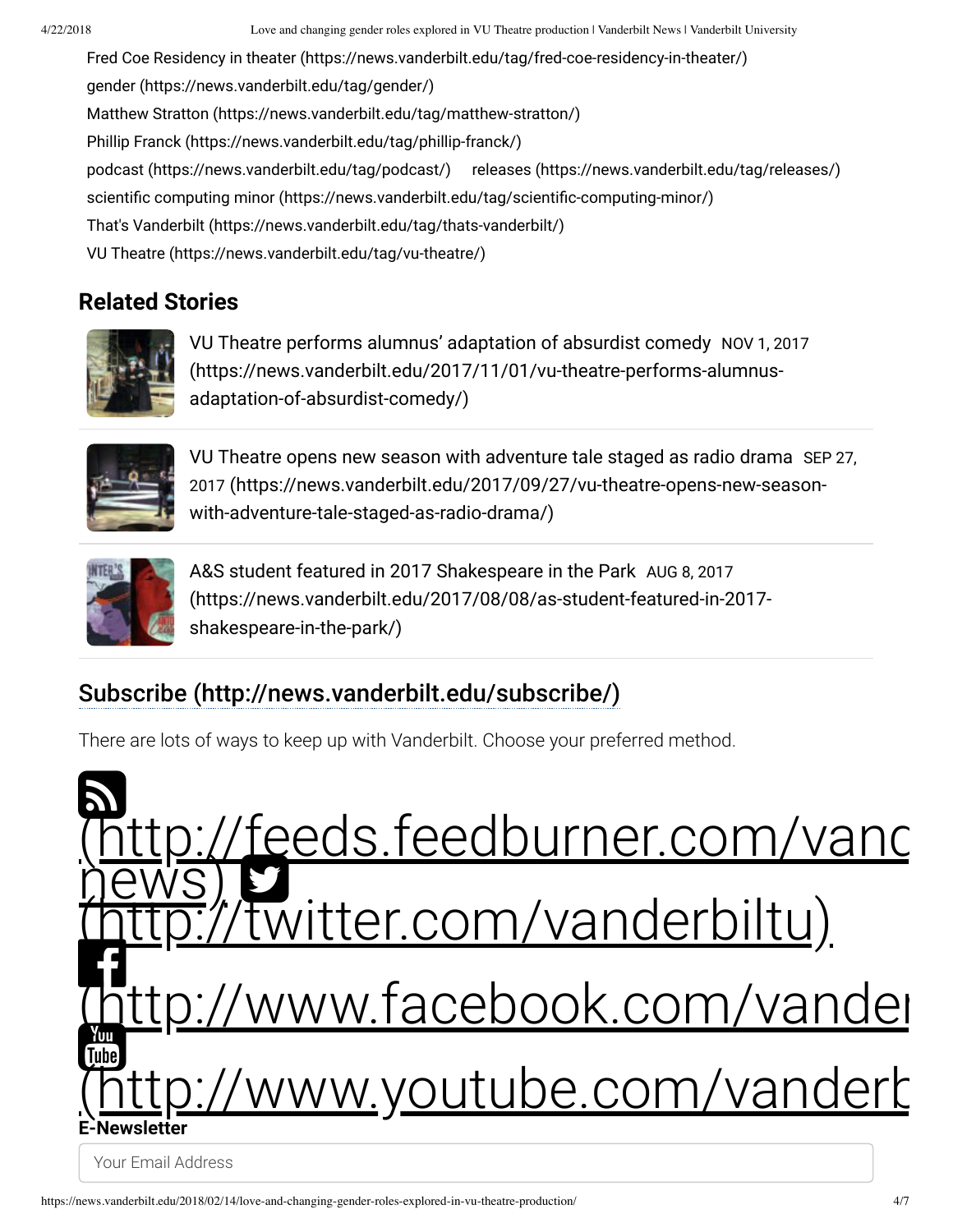Fred Coe Residency in theater (https://news.vanderbilt.edu/tag/fred-coe-residency-in-theater/)
gender (https://news.vanderbilt.edu/tag/gender/)
Matthew Stratton (https://news.vanderbilt.edu/tag/matthew-stratton/)
Phillip Franck (https://news.vanderbilt.edu/tag/phillip-franck/)
podcast (https://news.vanderbilt.edu/tag/podcast/) releases (https://news.vanderbilt.edu/tag/releases/)
scientific computing minor (https://news.vanderbilt.edu/tag/scientific-computing-minor/)
That's Vanderbilt (https://news.vanderbilt.edu/tag/thats-vanderbilt/)
VU Theatre (https://news.vanderbilt.edu/tag/vu-theatre/)

## Related Stories

VU Theatre performs alumnus' adaptation of absurdist comedy NOV 1, 2017 (https://news.vanderbilt.edu/2017/11/01/vu-theatre-performs-alumnus-adaptation-of-absurdist-comedy/)

VU Theatre opens new season with adventure tale staged as radio drama SEP 27, 2017 (https://news.vanderbilt.edu/2017/09/27/vu-theatre-opens-new-season-with-adventure-tale-staged-as-radio-drama/)

A&S student featured in 2017 Shakespeare in the Park AUG 8, 2017 (https://news.vanderbilt.edu/2017/08/08/as-student-featured-in-2017-shakespeare-in-the-park/)

## Subscribe (http://news.vanderbilt.edu/subscribe/)

There are lots of ways to keep up with Vanderbilt. Choose your preferred method.

(http://feeds.feedburner.com/vanc news) (http://twitter.com/vanderbiltu) (http://www.facebook.com/vander (http://www.youtube.com/vanderb

**E-Newsletter**

Your Email Address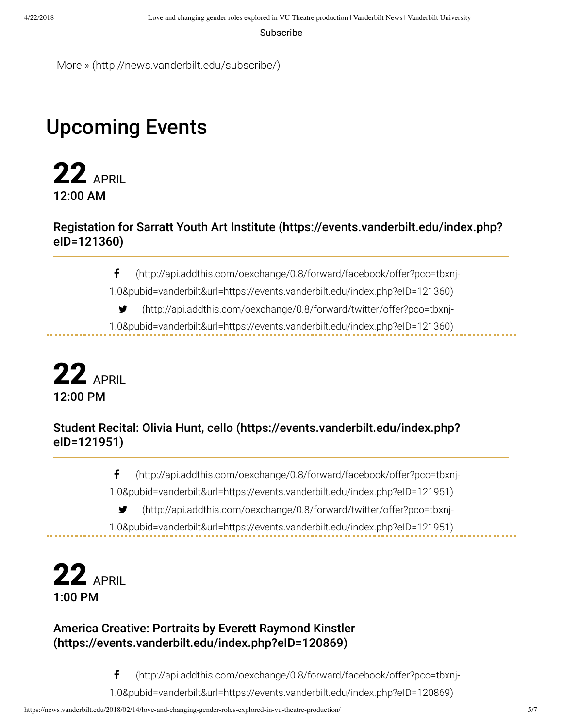Subscribe

More » (http://news.vanderbilt.edu/subscribe/)

## Upcoming Events

**22** APRIL
**12:00 AM**

### Registation for Sarratt Youth Art Institute (https://events.vanderbilt.edu/index.php?eID=121360)

(http://api.addthis.com/oexchange/0.8/forward/facebook/offer?pco=tbxnj-1.0&pubid=vanderbilt&url=https://events.vanderbilt.edu/index.php?eID=121360)

(http://api.addthis.com/oexchange/0.8/forward/twitter/offer?pco=tbxnj-1.0&pubid=vanderbilt&url=https://events.vanderbilt.edu/index.php?eID=121360)

**22** APRIL
**12:00 PM**

### Student Recital: Olivia Hunt, cello (https://events.vanderbilt.edu/index.php?eID=121951)

(http://api.addthis.com/oexchange/0.8/forward/facebook/offer?pco=tbxnj-1.0&pubid=vanderbilt&url=https://events.vanderbilt.edu/index.php?eID=121951)

(http://api.addthis.com/oexchange/0.8/forward/twitter/offer?pco=tbxnj-1.0&pubid=vanderbilt&url=https://events.vanderbilt.edu/index.php?eID=121951)

**22** APRIL
**1:00 PM**

### America Creative: Portraits by Everett Raymond Kinstler (https://events.vanderbilt.edu/index.php?eID=120869)

(http://api.addthis.com/oexchange/0.8/forward/facebook/offer?pco=tbxnj-1.0&pubid=vanderbilt&url=https://events.vanderbilt.edu/index.php?eID=120869)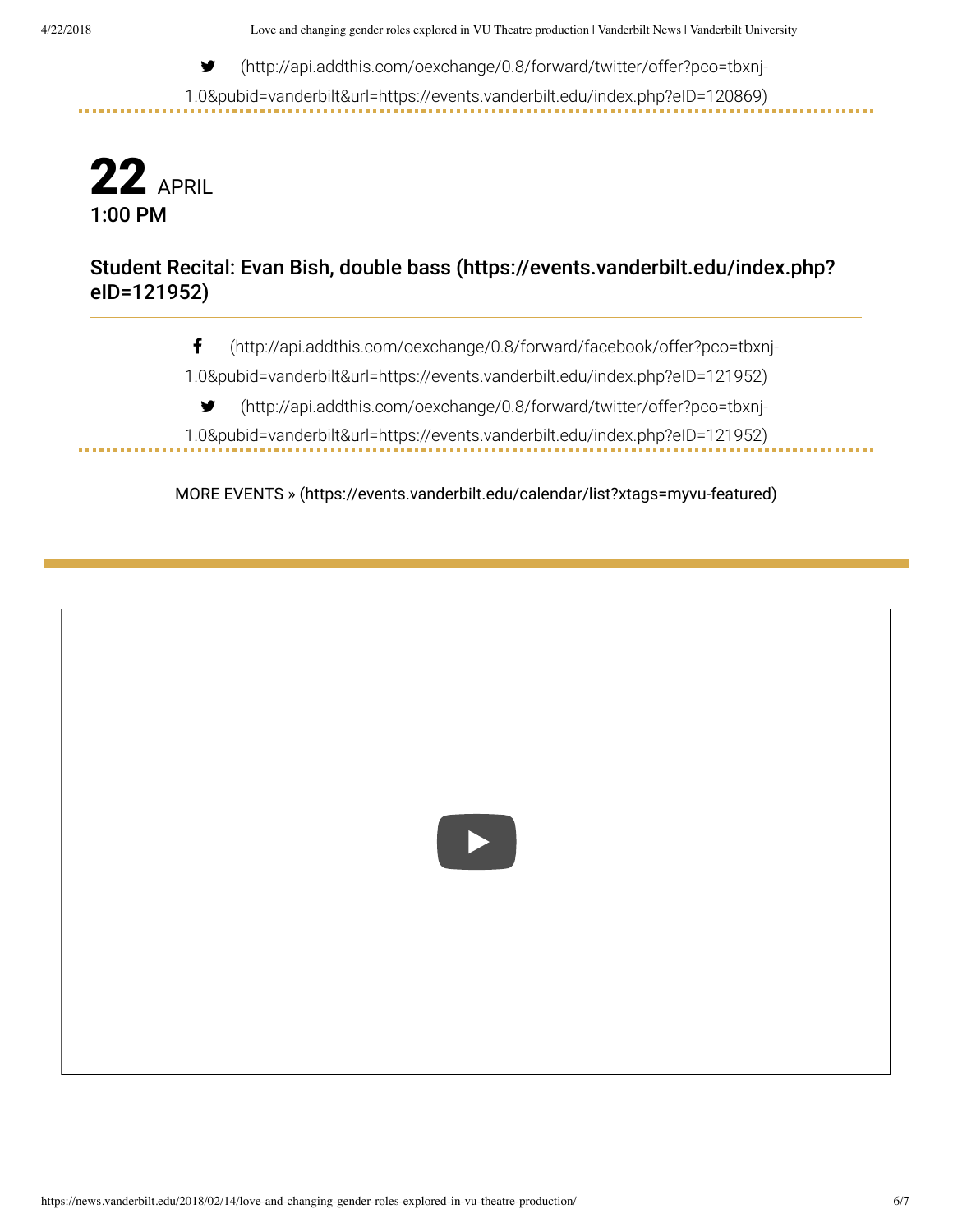(http://api.addthis.com/oexchange/0.8/forward/twitter/offer?pco=tbxnj-1.0&pubid=vanderbilt&url=https://events.vanderbilt.edu/index.php?eID=120869)

**22** APRIL
**1:00 PM**

### Student Recital: Evan Bish, double bass (https://events.vanderbilt.edu/index.php?eID=121952)

(http://api.addthis.com/oexchange/0.8/forward/facebook/offer?pco=tbxnj-1.0&pubid=vanderbilt&url=https://events.vanderbilt.edu/index.php?eID=121952)

(http://api.addthis.com/oexchange/0.8/forward/twitter/offer?pco=tbxnj-1.0&pubid=vanderbilt&url=https://events.vanderbilt.edu/index.php?eID=121952)

MORE EVENTS » (https://events.vanderbilt.edu/calendar/list?xtags=myvu-featured)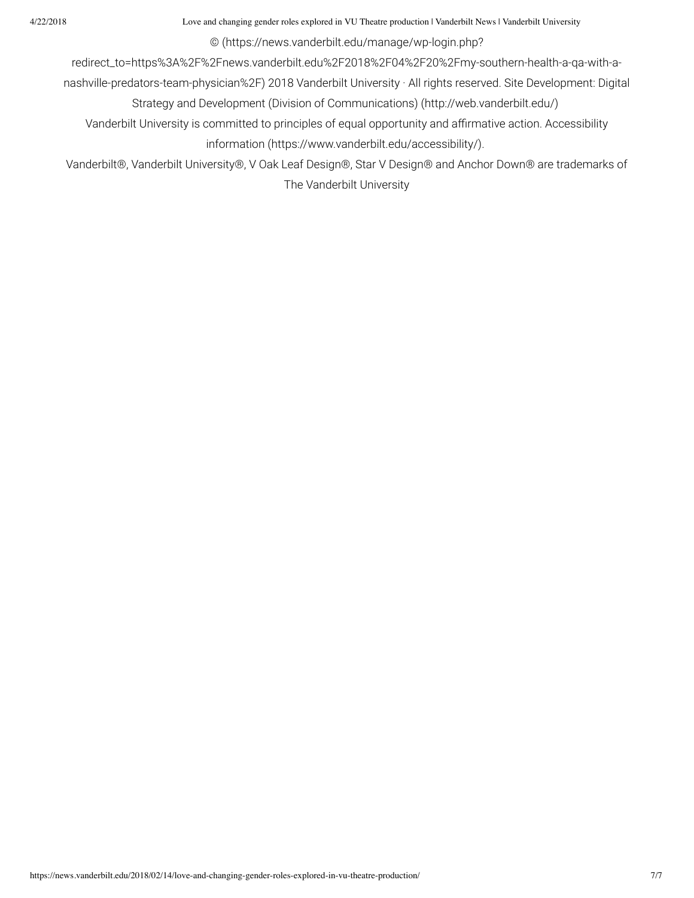© (https://news.vanderbilt.edu/manage/wp-login.php?redirect_to=https%3A%2F%2Fnews.vanderbilt.edu%2F2018%2F04%2F20%2Fmy-southern-health-a-qa-with-a-nashville-predators-team-physician%2F) 2018 Vanderbilt University · All rights reserved. Site Development: Digital Strategy and Development (Division of Communications) (http://web.vanderbilt.edu/)

Vanderbilt University is committed to principles of equal opportunity and affirmative action. Accessibility information (https://www.vanderbilt.edu/accessibility/).

Vanderbilt®, Vanderbilt University®, V Oak Leaf Design®, Star V Design® and Anchor Down® are trademarks of The Vanderbilt University